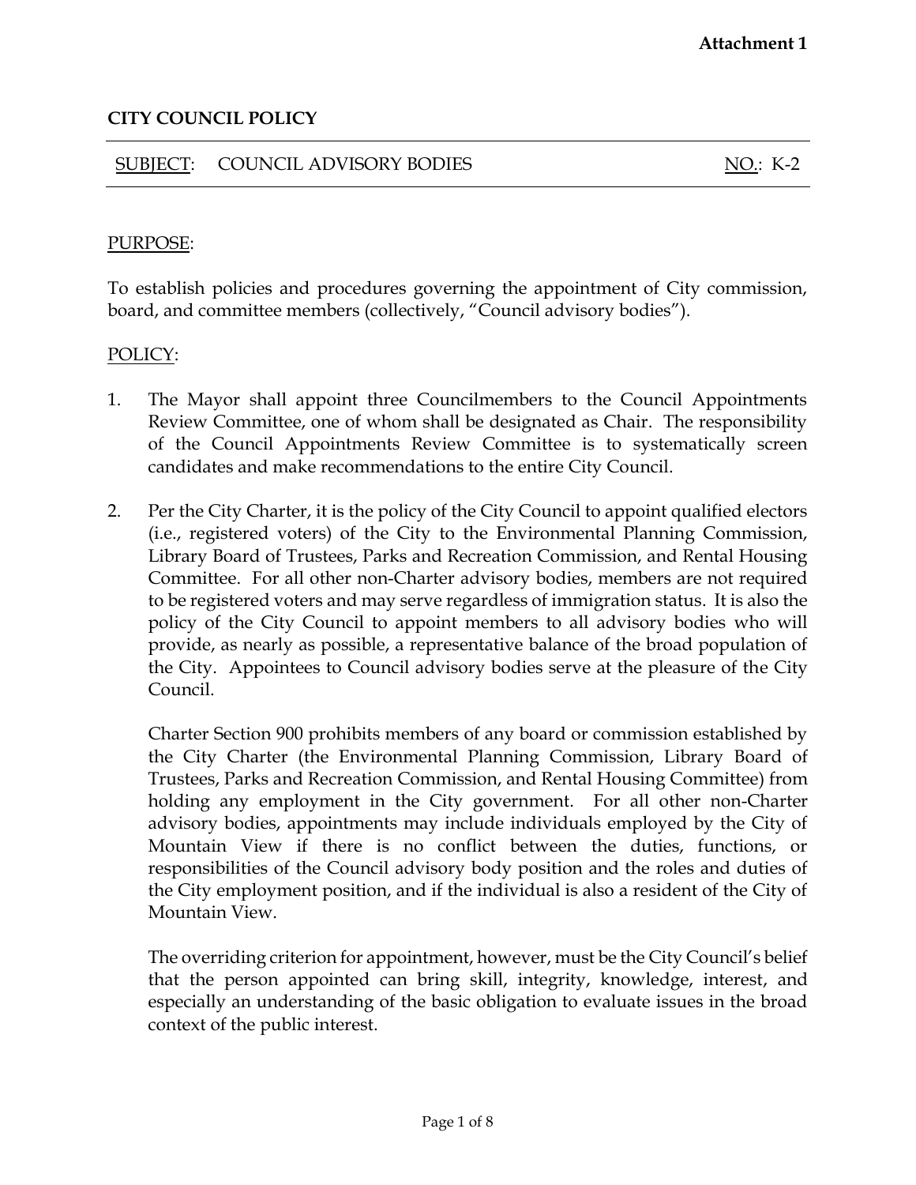**Attachment 1**

# CITY COUNCIL POLICY

SUBJECT: COUNCIL ADVISORY BODIES NO.: K-2

## PURPOSE:

To establish policies and procedures governing the appointment of City commission, board, and committee members (collectively, "Council advisory bodies").

## POLICY:

1. The Mayor shall appoint three Councilmembers to the Council Appointments Review Committee, one of whom shall be designated as Chair. The responsibility of the Council Appointments Review Committee is to systematically screen candidates and make recommendations to the entire City Council.

2. Per the City Charter, it is the policy of the City Council to appoint qualified electors (i.e., registered voters) of the City to the Environmental Planning Commission, Library Board of Trustees, Parks and Recreation Commission, and Rental Housing Committee. For all other non-Charter advisory bodies, members are not required to be registered voters and may serve regardless of immigration status. It is also the policy of the City Council to appoint members to all advisory bodies who will provide, as nearly as possible, a representative balance of the broad population of the City. Appointees to Council advisory bodies serve at the pleasure of the City Council.

   Charter Section 900 prohibits members of any board or commission established by the City Charter (the Environmental Planning Commission, Library Board of Trustees, Parks and Recreation Commission, and Rental Housing Committee) from holding any employment in the City government. For all other non-Charter advisory bodies, appointments may include individuals employed by the City of Mountain View if there is no conflict between the duties, functions, or responsibilities of the Council advisory body position and the roles and duties of the City employment position, and if the individual is also a resident of the City of Mountain View.

   The overriding criterion for appointment, however, must be the City Council's belief that the person appointed can bring skill, integrity, knowledge, interest, and especially an understanding of the basic obligation to evaluate issues in the broad context of the public interest.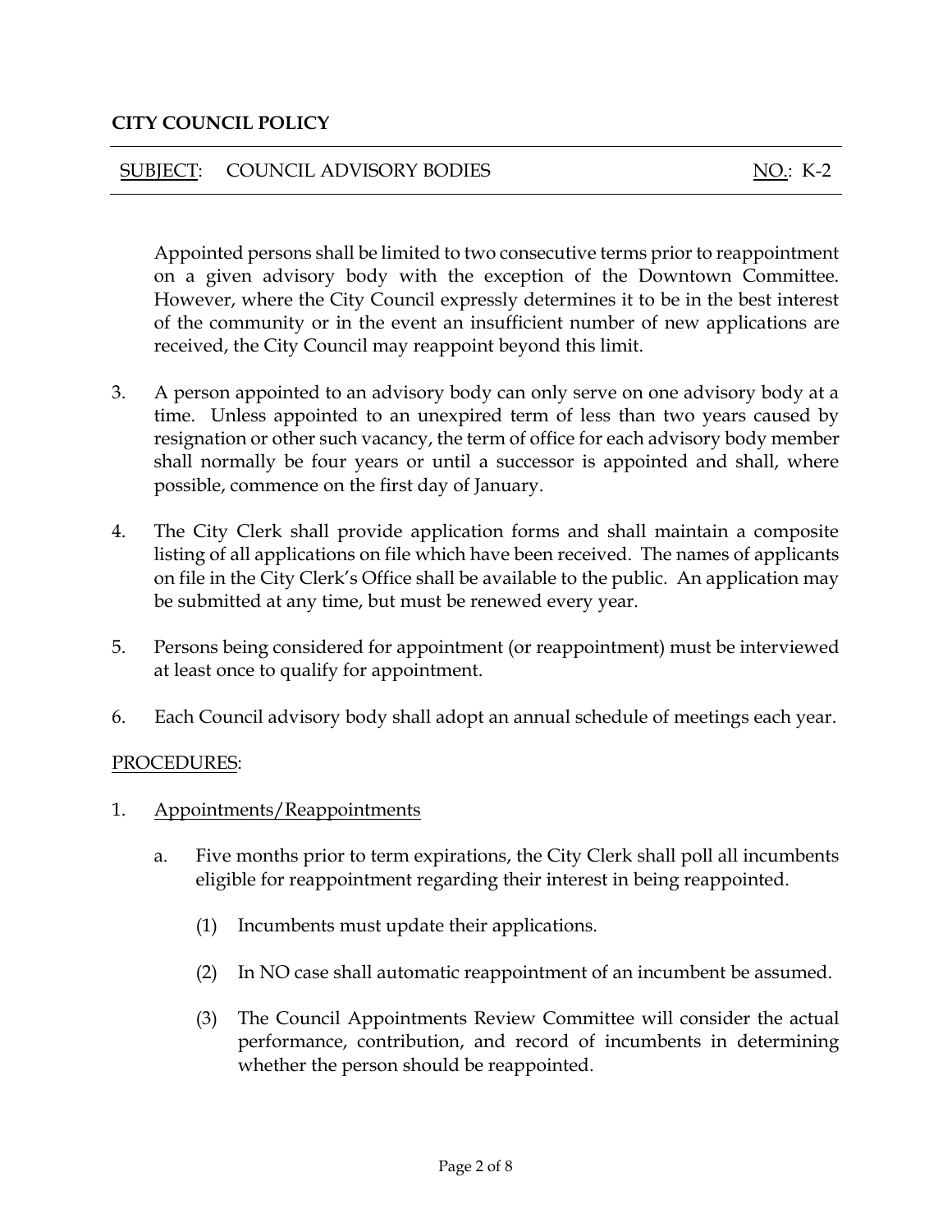Appointed persons shall be limited to two consecutive terms prior to reappointment on a given advisory body with the exception of the Downtown Committee. However, where the City Council expressly determines it to be in the best interest of the community or in the event an insufficient number of new applications are received, the City Council may reappoint beyond this limit.

3. A person appointed to an advisory body can only serve on one advisory body at a time. Unless appointed to an unexpired term of less than two years caused by resignation or other such vacancy, the term of office for each advisory body member shall normally be four years or until a successor is appointed and shall, where possible, commence on the first day of January.

4. The City Clerk shall provide application forms and shall maintain a composite listing of all applications on file which have been received. The names of applicants on file in the City Clerk's Office shall be available to the public. An application may be submitted at any time, but must be renewed every year.

5. Persons being considered for appointment (or reappointment) must be interviewed at least once to qualify for appointment.

6. Each Council advisory body shall adopt an annual schedule of meetings each year.

PROCEDURES:

1. Appointments/Reappointments

   a. Five months prior to term expirations, the City Clerk shall poll all incumbents eligible for reappointment regarding their interest in being reappointed.

      (1) Incumbents must update their applications.

      (2) In NO case shall automatic reappointment of an incumbent be assumed.

      (3) The Council Appointments Review Committee will consider the actual performance, contribution, and record of incumbents in determining whether the person should be reappointed.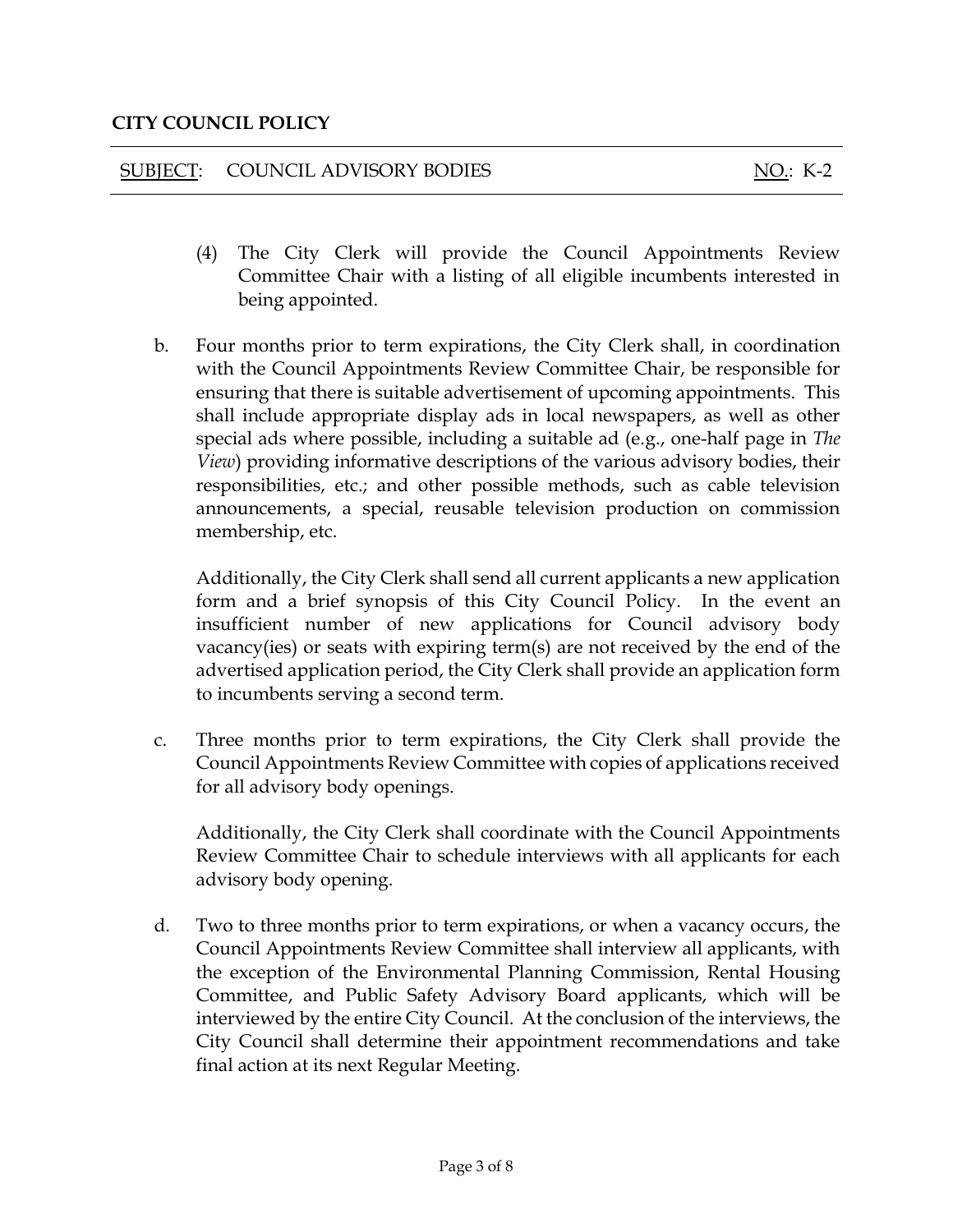(4) The City Clerk will provide the Council Appointments Review Committee Chair with a listing of all eligible incumbents interested in being appointed.

b. Four months prior to term expirations, the City Clerk shall, in coordination with the Council Appointments Review Committee Chair, be responsible for ensuring that there is suitable advertisement of upcoming appointments. This shall include appropriate display ads in local newspapers, as well as other special ads where possible, including a suitable ad (e.g., one-half page in *The View*) providing informative descriptions of the various advisory bodies, their responsibilities, etc.; and other possible methods, such as cable television announcements, a special, reusable television production on commission membership, etc.

   Additionally, the City Clerk shall send all current applicants a new application form and a brief synopsis of this City Council Policy. In the event an insufficient number of new applications for Council advisory body vacancy(ies) or seats with expiring term(s) are not received by the end of the advertised application period, the City Clerk shall provide an application form to incumbents serving a second term.

c. Three months prior to term expirations, the City Clerk shall provide the Council Appointments Review Committee with copies of applications received for all advisory body openings.

   Additionally, the City Clerk shall coordinate with the Council Appointments Review Committee Chair to schedule interviews with all applicants for each advisory body opening.

d. Two to three months prior to term expirations, or when a vacancy occurs, the Council Appointments Review Committee shall interview all applicants, with the exception of the Environmental Planning Commission, Rental Housing Committee, and Public Safety Advisory Board applicants, which will be interviewed by the entire City Council. At the conclusion of the interviews, the City Council shall determine their appointment recommendations and take final action at its next Regular Meeting.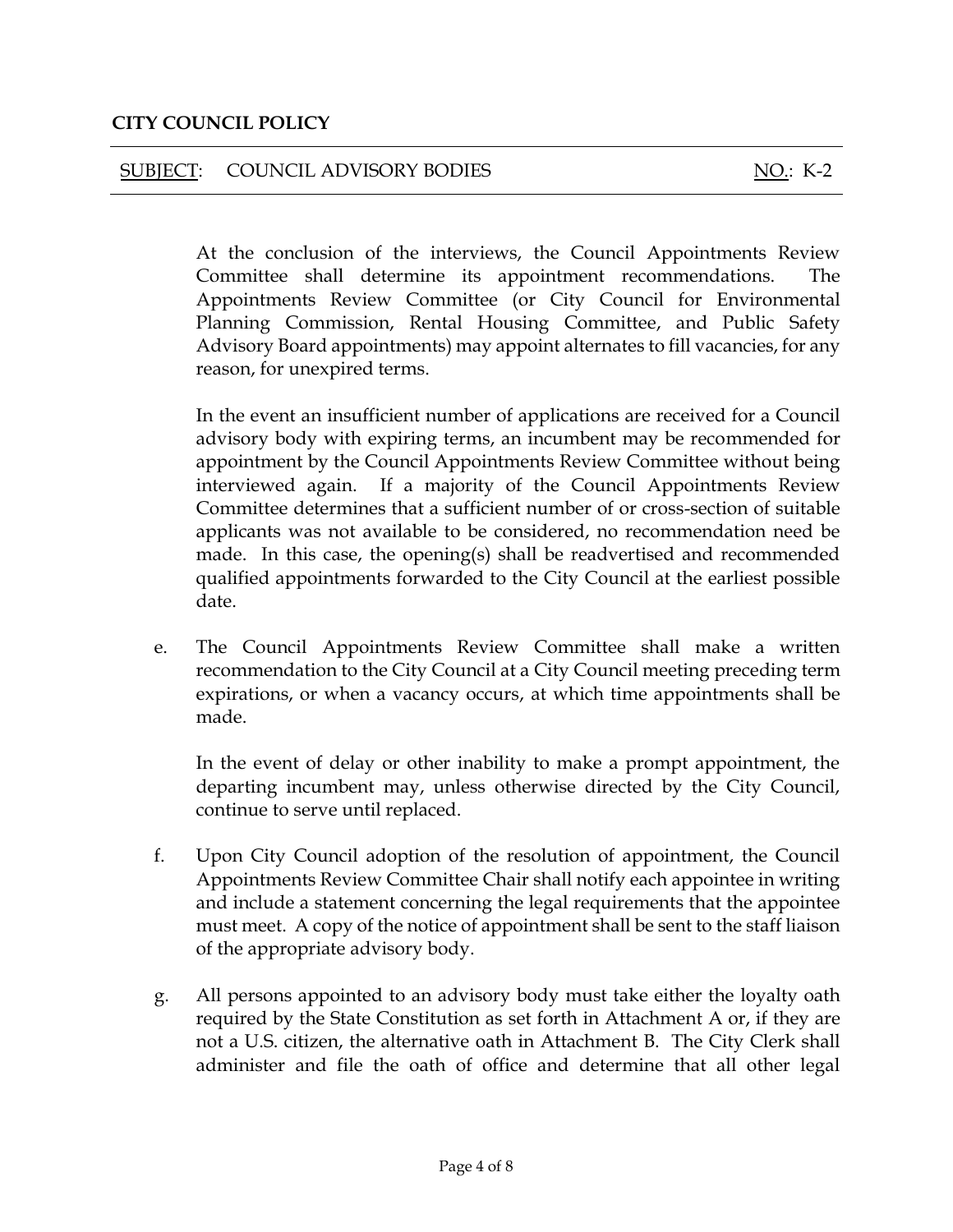**CITY COUNCIL POLICY**

SUBJECT: COUNCIL ADVISORY BODIES NO.: K-2

At the conclusion of the interviews, the Council Appointments Review Committee shall determine its appointment recommendations. The Appointments Review Committee (or City Council for Environmental Planning Commission, Rental Housing Committee, and Public Safety Advisory Board appointments) may appoint alternates to fill vacancies, for any reason, for unexpired terms.

In the event an insufficient number of applications are received for a Council advisory body with expiring terms, an incumbent may be recommended for appointment by the Council Appointments Review Committee without being interviewed again. If a majority of the Council Appointments Review Committee determines that a sufficient number of or cross-section of suitable applicants was not available to be considered, no recommendation need be made. In this case, the opening(s) shall be readvertised and recommended qualified appointments forwarded to the City Council at the earliest possible date.

e. The Council Appointments Review Committee shall make a written recommendation to the City Council at a City Council meeting preceding term expirations, or when a vacancy occurs, at which time appointments shall be made.

   In the event of delay or other inability to make a prompt appointment, the departing incumbent may, unless otherwise directed by the City Council, continue to serve until replaced.

f. Upon City Council adoption of the resolution of appointment, the Council Appointments Review Committee Chair shall notify each appointee in writing and include a statement concerning the legal requirements that the appointee must meet. A copy of the notice of appointment shall be sent to the staff liaison of the appropriate advisory body.

g. All persons appointed to an advisory body must take either the loyalty oath required by the State Constitution as set forth in Attachment A or, if they are not a U.S. citizen, the alternative oath in Attachment B. The City Clerk shall administer and file the oath of office and determine that all other legal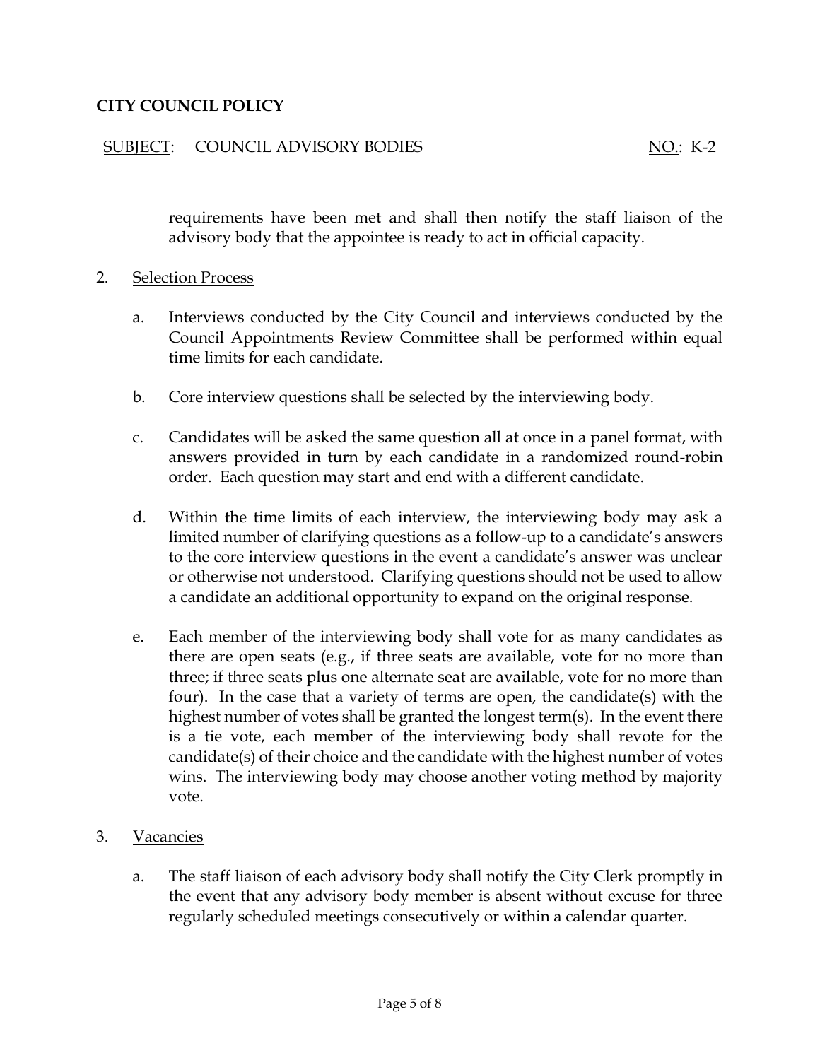requirements have been met and shall then notify the staff liaison of the advisory body that the appointee is ready to act in official capacity.

2. Selection Process

   a. Interviews conducted by the City Council and interviews conducted by the Council Appointments Review Committee shall be performed within equal time limits for each candidate.

   b. Core interview questions shall be selected by the interviewing body.

   c. Candidates will be asked the same question all at once in a panel format, with answers provided in turn by each candidate in a randomized round-robin order. Each question may start and end with a different candidate.

   d. Within the time limits of each interview, the interviewing body may ask a limited number of clarifying questions as a follow-up to a candidate's answers to the core interview questions in the event a candidate's answer was unclear or otherwise not understood. Clarifying questions should not be used to allow a candidate an additional opportunity to expand on the original response.

   e. Each member of the interviewing body shall vote for as many candidates as there are open seats (e.g., if three seats are available, vote for no more than three; if three seats plus one alternate seat are available, vote for no more than four). In the case that a variety of terms are open, the candidate(s) with the highest number of votes shall be granted the longest term(s). In the event there is a tie vote, each member of the interviewing body shall revote for the candidate(s) of their choice and the candidate with the highest number of votes wins. The interviewing body may choose another voting method by majority vote.

3. Vacancies

   a. The staff liaison of each advisory body shall notify the City Clerk promptly in the event that any advisory body member is absent without excuse for three regularly scheduled meetings consecutively or within a calendar quarter.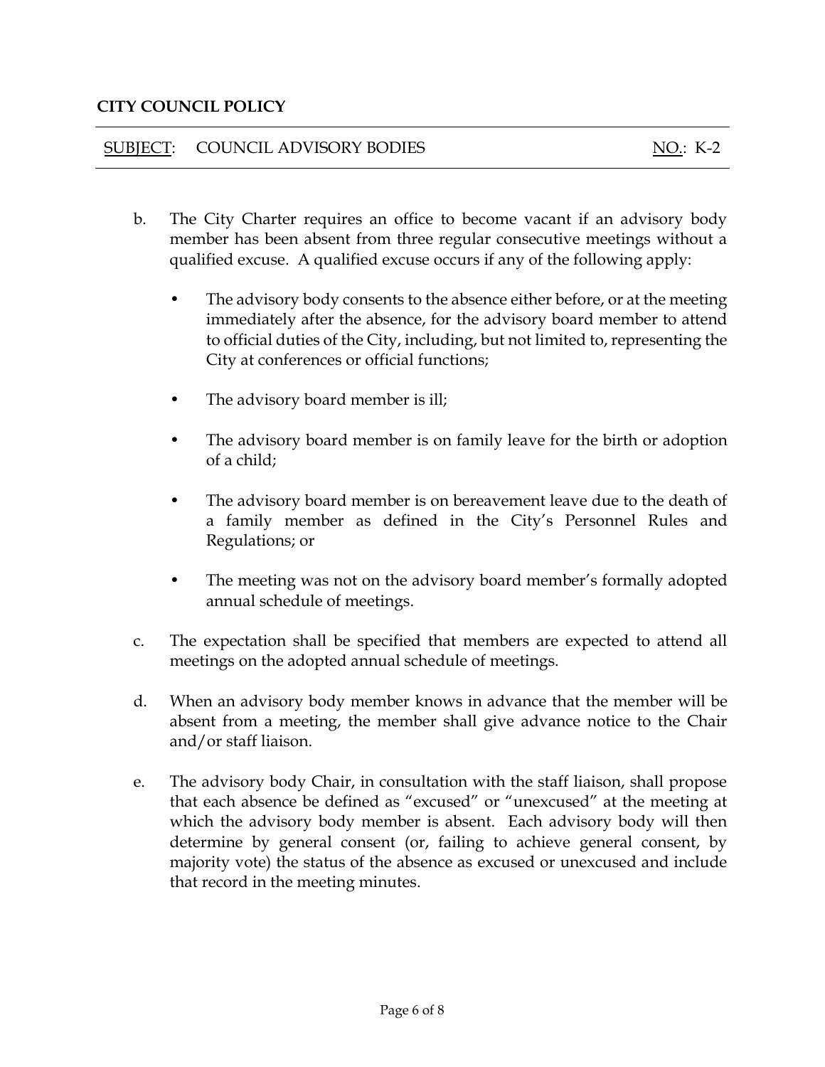b. The City Charter requires an office to become vacant if an advisory body member has been absent from three regular consecutive meetings without a qualified excuse. A qualified excuse occurs if any of the following apply:

   - The advisory body consents to the absence either before, or at the meeting immediately after the absence, for the advisory board member to attend to official duties of the City, including, but not limited to, representing the City at conferences or official functions;
   - The advisory board member is ill;
   - The advisory board member is on family leave for the birth or adoption of a child;
   - The advisory board member is on bereavement leave due to the death of a family member as defined in the City's Personnel Rules and Regulations; or
   - The meeting was not on the advisory board member's formally adopted annual schedule of meetings.

c. The expectation shall be specified that members are expected to attend all meetings on the adopted annual schedule of meetings.

d. When an advisory body member knows in advance that the member will be absent from a meeting, the member shall give advance notice to the Chair and/or staff liaison.

e. The advisory body Chair, in consultation with the staff liaison, shall propose that each absence be defined as "excused" or "unexcused" at the meeting at which the advisory body member is absent. Each advisory body will then determine by general consent (or, failing to achieve general consent, by majority vote) the status of the absence as excused or unexcused and include that record in the meeting minutes.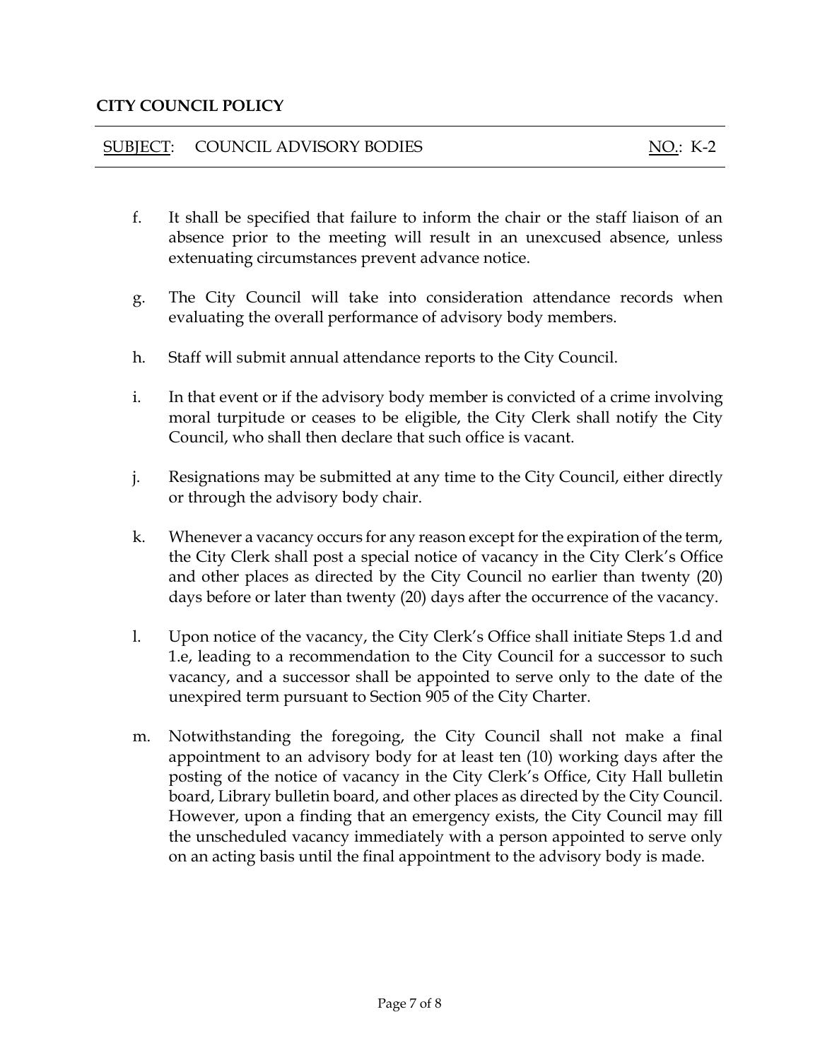**CITY COUNCIL POLICY**

SUBJECT: COUNCIL ADVISORY BODIES NO.: K-2

f. It shall be specified that failure to inform the chair or the staff liaison of an absence prior to the meeting will result in an unexcused absence, unless extenuating circumstances prevent advance notice.

g. The City Council will take into consideration attendance records when evaluating the overall performance of advisory body members.

h. Staff will submit annual attendance reports to the City Council.

i. In that event or if the advisory body member is convicted of a crime involving moral turpitude or ceases to be eligible, the City Clerk shall notify the City Council, who shall then declare that such office is vacant.

j. Resignations may be submitted at any time to the City Council, either directly or through the advisory body chair.

k. Whenever a vacancy occurs for any reason except for the expiration of the term, the City Clerk shall post a special notice of vacancy in the City Clerk's Office and other places as directed by the City Council no earlier than twenty (20) days before or later than twenty (20) days after the occurrence of the vacancy.

l. Upon notice of the vacancy, the City Clerk's Office shall initiate Steps 1.d and 1.e, leading to a recommendation to the City Council for a successor to such vacancy, and a successor shall be appointed to serve only to the date of the unexpired term pursuant to Section 905 of the City Charter.

m. Notwithstanding the foregoing, the City Council shall not make a final appointment to an advisory body for at least ten (10) working days after the posting of the notice of vacancy in the City Clerk's Office, City Hall bulletin board, Library bulletin board, and other places as directed by the City Council. However, upon a finding that an emergency exists, the City Council may fill the unscheduled vacancy immediately with a person appointed to serve only on an acting basis until the final appointment to the advisory body is made.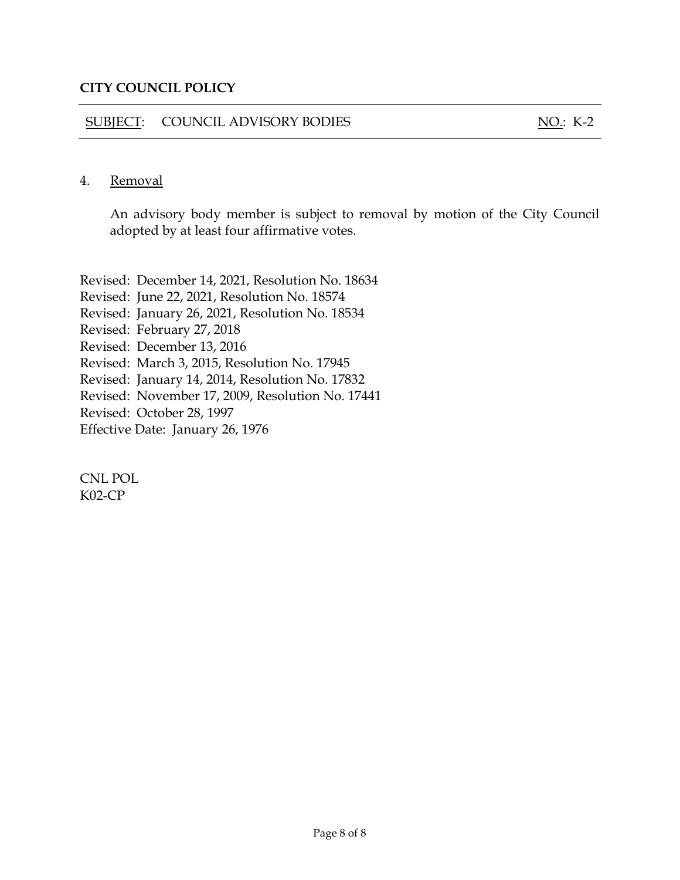4. Removal

An advisory body member is subject to removal by motion of the City Council adopted by at least four affirmative votes.

Revised: December 14, 2021, Resolution No. 18634
Revised: June 22, 2021, Resolution No. 18574
Revised: January 26, 2021, Resolution No. 18534
Revised: February 27, 2018
Revised: December 13, 2016
Revised: March 3, 2015, Resolution No. 17945
Revised: January 14, 2014, Resolution No. 17832
Revised: November 17, 2009, Resolution No. 17441
Revised: October 28, 1997
Effective Date: January 26, 1976

CNL POL
K02-CP